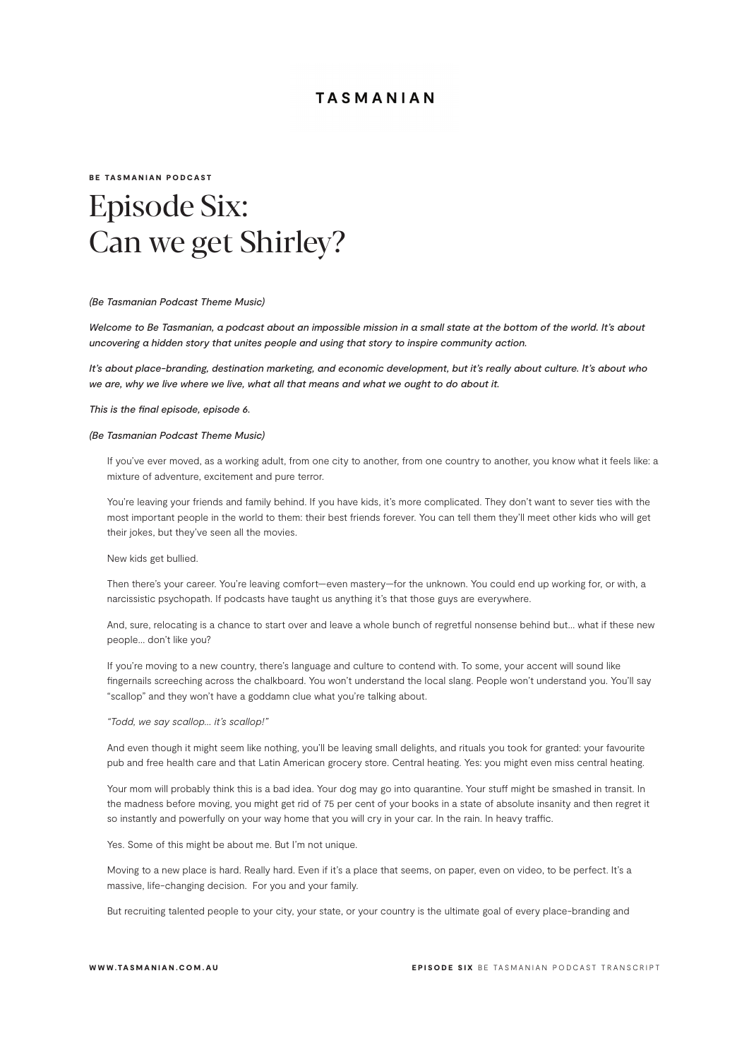# TASMANIAN

**BE TASMANIAN PODCAST**

# Episode Six: Can we get Shirley?

*(Be Tasmanian Podcast Theme Music)*

***Welcome to Be Tasmanian, a podcast about an impossible mission in a small state at the bottom of the world. It's about uncovering a hidden story that unites people and using that story to inspire community action.***

***It's about place-branding, destination marketing, and economic development, but it's really about culture. It's about who we are, why we live where we live, what all that means and what we ought to do about it.***

***This is the final episode, episode 6.***

*(Be Tasmanian Podcast Theme Music)*

If you've ever moved, as a working adult, from one city to another, from one country to another, you know what it feels like: a mixture of adventure, excitement and pure terror.

You're leaving your friends and family behind. If you have kids, it's more complicated. They don't want to sever ties with the most important people in the world to them: their best friends forever. You can tell them they'll meet other kids who will get their jokes, but they've seen all the movies.

New kids get bullied.

Then there's your career. You're leaving comfort—even mastery—for the unknown. You could end up working for, or with, a narcissistic psychopath. If podcasts have taught us anything it's that those guys are everywhere.

And, sure, relocating is a chance to start over and leave a whole bunch of regretful nonsense behind but… what if these new people… don't like you?

If you're moving to a new country, there's language and culture to contend with. To some, your accent will sound like fingernails screeching across the chalkboard. You won't understand the local slang. People won't understand you. You'll say "scallop" and they won't have a goddamn clue what you're talking about.

*"Todd, we say scallop… it's scallop!"*

And even though it might seem like nothing, you'll be leaving small delights, and rituals you took for granted: your favourite pub and free health care and that Latin American grocery store. Central heating. Yes: you might even miss central heating.

Your mom will probably think this is a bad idea. Your dog may go into quarantine. Your stuff might be smashed in transit. In the madness before moving, you might get rid of 75 per cent of your books in a state of absolute insanity and then regret it so instantly and powerfully on your way home that you will cry in your car. In the rain. In heavy traffic.

Yes. Some of this might be about me. But I'm not unique.

Moving to a new place is hard. Really hard. Even if it's a place that seems, on paper, even on video, to be perfect. It's a massive, life-changing decision. For you and your family.

But recruiting talented people to your city, your state, or your country is the ultimate goal of every place-branding and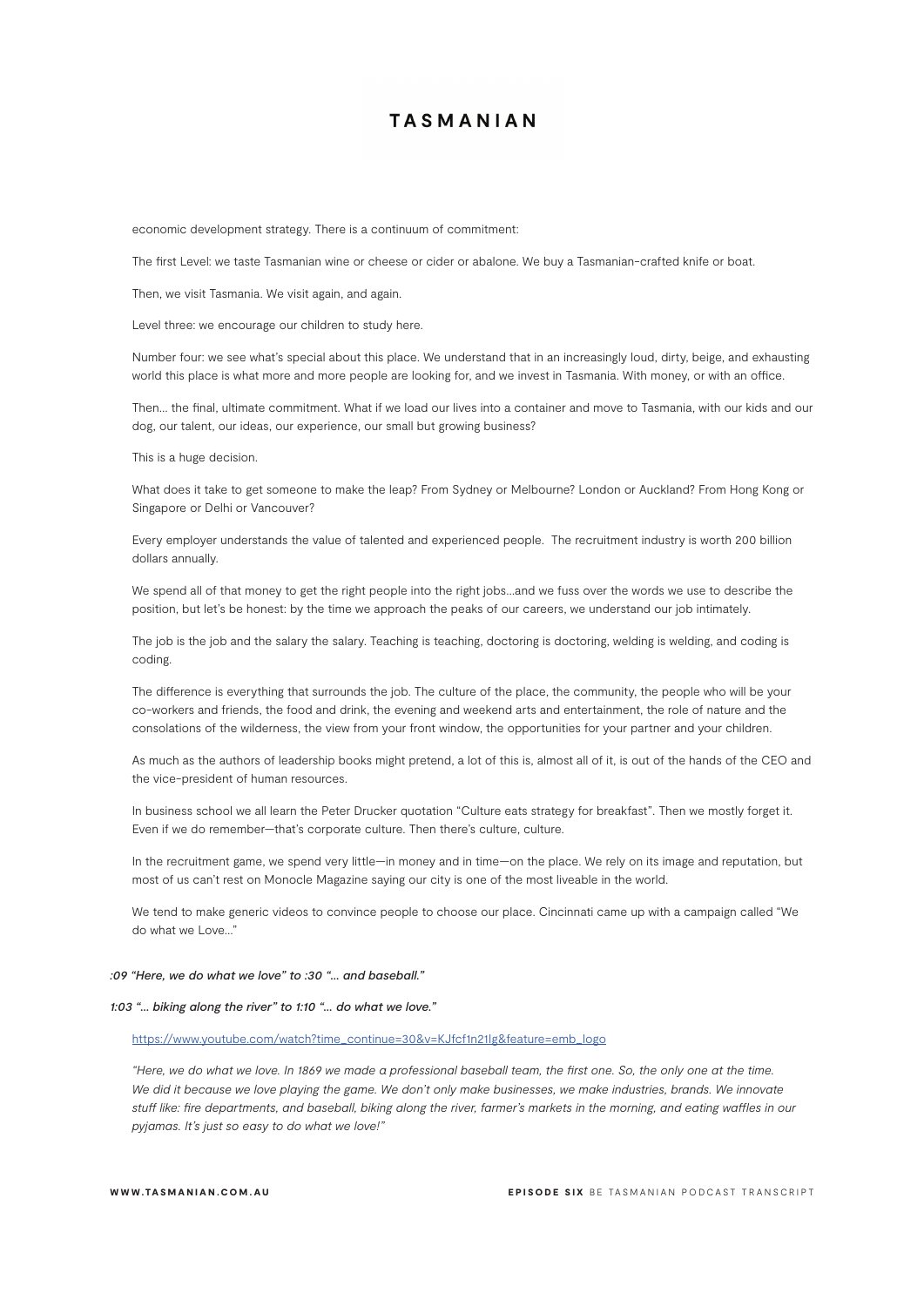economic development strategy. There is a continuum of commitment:

The first Level: we taste Tasmanian wine or cheese or cider or abalone. We buy a Tasmanian-crafted knife or boat.

Then, we visit Tasmania. We visit again, and again.

Level three: we encourage our children to study here.

Number four: we see what's special about this place. We understand that in an increasingly loud, dirty, beige, and exhausting world this place is what more and more people are looking for, and we invest in Tasmania. With money, or with an office.

Then... the final, ultimate commitment. What if we load our lives into a container and move to Tasmania, with our kids and our dog, our talent, our ideas, our experience, our small but growing business?

This is a huge decision.

What does it take to get someone to make the leap? From Sydney or Melbourne? London or Auckland? From Hong Kong or Singapore or Delhi or Vancouver?

Every employer understands the value of talented and experienced people. The recruitment industry is worth 200 billion dollars annually.

We spend all of that money to get the right people into the right jobs...and we fuss over the words we use to describe the position, but let's be honest: by the time we approach the peaks of our careers, we understand our job intimately.

The job is the job and the salary the salary. Teaching is teaching, doctoring is doctoring, welding is welding, and coding is coding.

The difference is everything that surrounds the job. The culture of the place, the community, the people who will be your co-workers and friends, the food and drink, the evening and weekend arts and entertainment, the role of nature and the consolations of the wilderness, the view from your front window, the opportunities for your partner and your children.

As much as the authors of leadership books might pretend, a lot of this is, almost all of it, is out of the hands of the CEO and the vice-president of human resources.

In business school we all learn the Peter Drucker quotation "Culture eats strategy for breakfast". Then we mostly forget it. Even if we do remember—that's corporate culture. Then there's culture, culture.

In the recruitment game, we spend very little—in money and in time—on the place. We rely on its image and reputation, but most of us can't rest on Monocle Magazine saying our city is one of the most liveable in the world.

We tend to make generic videos to convince people to choose our place. Cincinnati came up with a campaign called "We do what we Love..."

***:09 "Here, we do what we love" to :30 "... and baseball."***

***1:03 "... biking along the river" to 1:10 "... do what we love."***

https://www.youtube.com/watch?time_continue=30&v=KJfcf1n21Ig&feature=emb_logo

*"Here, we do what we love. In 1869 we made a professional baseball team, the first one. So, the only one at the time. We did it because we love playing the game. We don't only make businesses, we make industries, brands. We innovate stuff like: fire departments, and baseball, biking along the river, farmer's markets in the morning, and eating waffles in our pyjamas. It's just so easy to do what we love!"*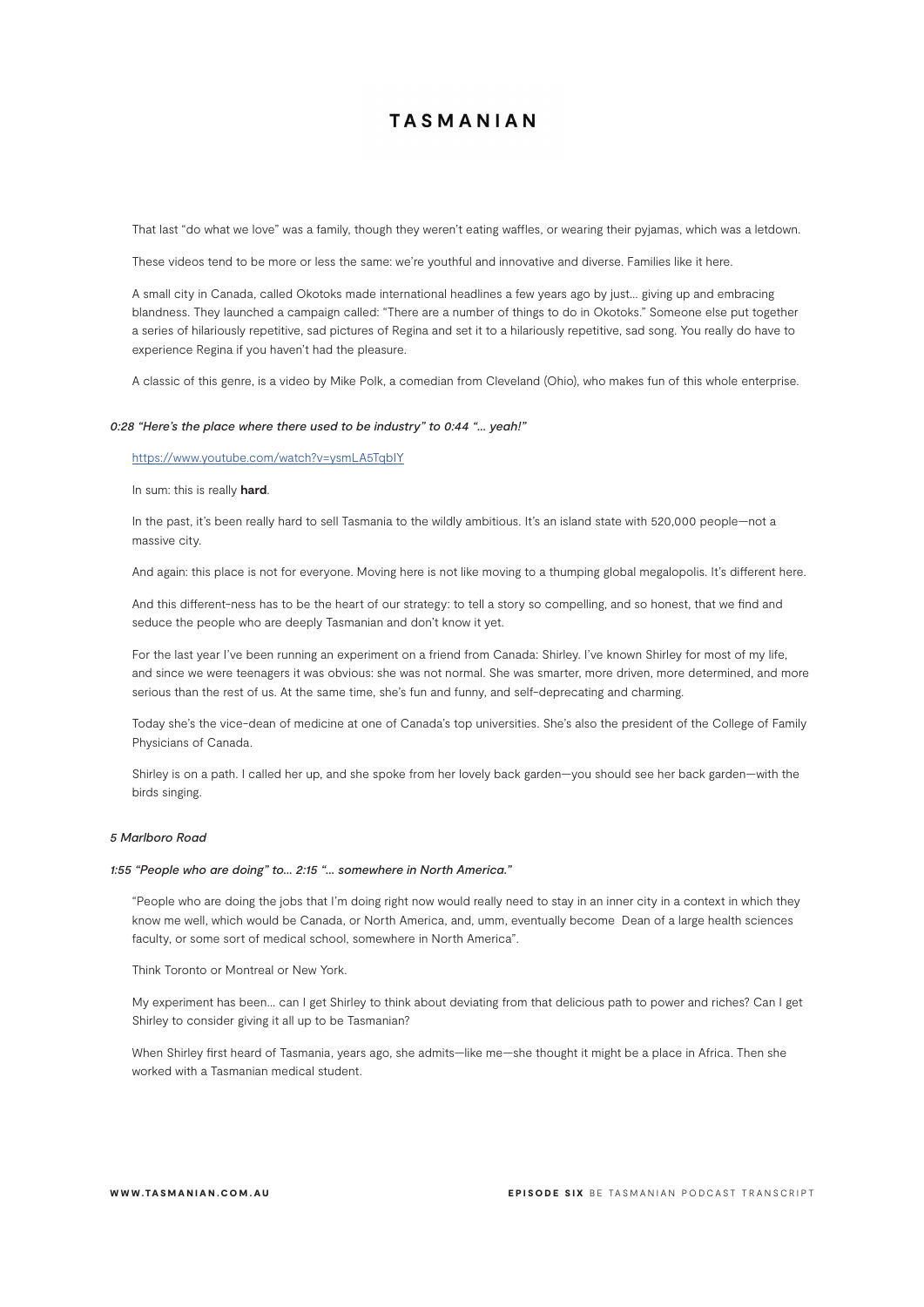That last "do what we love" was a family, though they weren't eating waffles, or wearing their pyjamas, which was a letdown.

These videos tend to be more or less the same: we're youthful and innovative and diverse. Families like it here.

A small city in Canada, called Okotoks made international headlines a few years ago by just… giving up and embracing blandness. They launched a campaign called: "There are a number of things to do in Okotoks." Someone else put together a series of hilariously repetitive, sad pictures of Regina and set it to a hilariously repetitive, sad song. You really do have to experience Regina if you haven't had the pleasure.

A classic of this genre, is a video by Mike Polk, a comedian from Cleveland (Ohio), who makes fun of this whole enterprise.

*0:28 "Here's the place where there used to be industry" to 0:44 "… yeah!"*

https://www.youtube.com/watch?v=ysmLA5TqbIY

In sum: this is really **hard**.

In the past, it's been really hard to sell Tasmania to the wildly ambitious. It's an island state with 520,000 people—not a massive city.

And again: this place is not for everyone. Moving here is not like moving to a thumping global megalopolis. It's different here.

And this different-ness has to be the heart of our strategy: to tell a story so compelling, and so honest, that we find and seduce the people who are deeply Tasmanian and don't know it yet.

For the last year I've been running an experiment on a friend from Canada: Shirley. I've known Shirley for most of my life, and since we were teenagers it was obvious: she was not normal. She was smarter, more driven, more determined, and more serious than the rest of us. At the same time, she's fun and funny, and self-deprecating and charming.

Today she's the vice-dean of medicine at one of Canada's top universities. She's also the president of the College of Family Physicians of Canada.

Shirley is on a path. I called her up, and she spoke from her lovely back garden—you should see her back garden—with the birds singing.

*5 Marlboro Road*

*1:55 "People who are doing" to… 2:15 "… somewhere in North America."*

"People who are doing the jobs that I'm doing right now would really need to stay in an inner city in a context in which they know me well, which would be Canada, or North America, and, umm, eventually become Dean of a large health sciences faculty, or some sort of medical school, somewhere in North America".

Think Toronto or Montreal or New York.

My experiment has been… can I get Shirley to think about deviating from that delicious path to power and riches? Can I get Shirley to consider giving it all up to be Tasmanian?

When Shirley first heard of Tasmania, years ago, she admits—like me—she thought it might be a place in Africa. Then she worked with a Tasmanian medical student.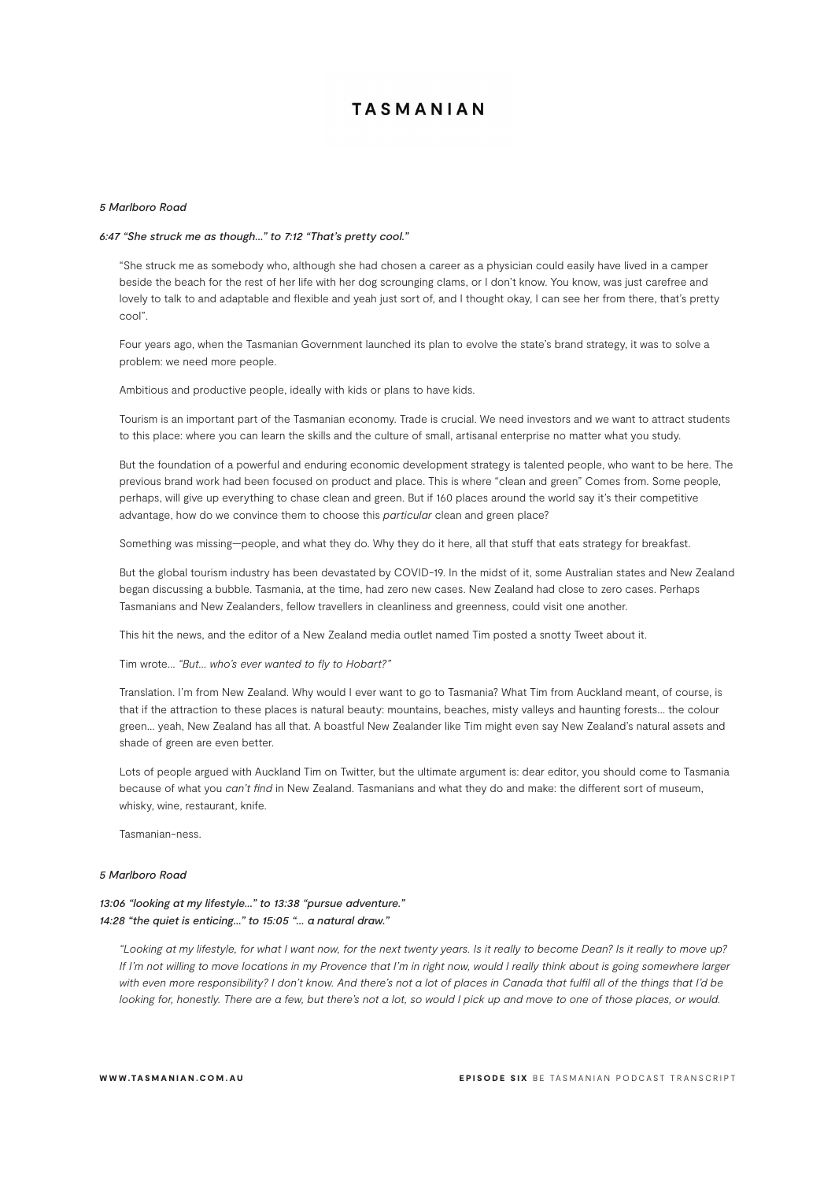*5 Marlboro Road*

*6:47 "She struck me as though…" to 7:12 "That's pretty cool."*

"She struck me as somebody who, although she had chosen a career as a physician could easily have lived in a camper beside the beach for the rest of her life with her dog scrounging clams, or I don't know. You know, was just carefree and lovely to talk to and adaptable and flexible and yeah just sort of, and I thought okay, I can see her from there, that's pretty cool".

Four years ago, when the Tasmanian Government launched its plan to evolve the state's brand strategy, it was to solve a problem: we need more people.

Ambitious and productive people, ideally with kids or plans to have kids.

Tourism is an important part of the Tasmanian economy. Trade is crucial. We need investors and we want to attract students to this place: where you can learn the skills and the culture of small, artisanal enterprise no matter what you study.

But the foundation of a powerful and enduring economic development strategy is talented people, who want to be here. The previous brand work had been focused on product and place. This is where "clean and green" Comes from. Some people, perhaps, will give up everything to chase clean and green. But if 160 places around the world say it's their competitive advantage, how do we convince them to choose this *particular* clean and green place?

Something was missing—people, and what they do. Why they do it here, all that stuff that eats strategy for breakfast.

But the global tourism industry has been devastated by COVID-19. In the midst of it, some Australian states and New Zealand began discussing a bubble. Tasmania, at the time, had zero new cases. New Zealand had close to zero cases. Perhaps Tasmanians and New Zealanders, fellow travellers in cleanliness and greenness, could visit one another.

This hit the news, and the editor of a New Zealand media outlet named Tim posted a snotty Tweet about it.

Tim wrote… *"But… who's ever wanted to fly to Hobart?"*

Translation. I'm from New Zealand. Why would I ever want to go to Tasmania? What Tim from Auckland meant, of course, is that if the attraction to these places is natural beauty: mountains, beaches, misty valleys and haunting forests… the colour green… yeah, New Zealand has all that. A boastful New Zealander like Tim might even say New Zealand's natural assets and shade of green are even better.

Lots of people argued with Auckland Tim on Twitter, but the ultimate argument is: dear editor, you should come to Tasmania because of what you *can't find* in New Zealand. Tasmanians and what they do and make: the different sort of museum, whisky, wine, restaurant, knife.

Tasmanian-ness.

*5 Marlboro Road*

*13:06 "looking at my lifestyle…" to 13:38 "pursue adventure."*
*14:28 "the quiet is enticing…" to 15:05 "… a natural draw."*

*"Looking at my lifestyle, for what I want now, for the next twenty years. Is it really to become Dean? Is it really to move up? If I'm not willing to move locations in my Provence that I'm in right now, would I really think about is going somewhere larger with even more responsibility? I don't know. And there's not a lot of places in Canada that fulfil all of the things that I'd be looking for, honestly. There are a few, but there's not a lot, so would I pick up and move to one of those places, or would.*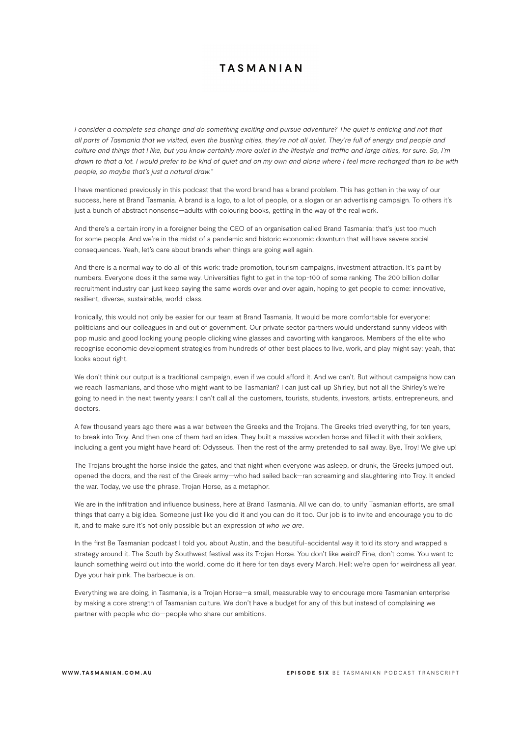*I consider a complete sea change and do something exciting and pursue adventure? The quiet is enticing and not that all parts of Tasmania that we visited, even the bustling cities, they're not all quiet. They're full of energy and people and culture and things that I like, but you know certainly more quiet in the lifestyle and traffic and large cities, for sure. So, I'm drawn to that a lot. I would prefer to be kind of quiet and on my own and alone where I feel more recharged than to be with people, so maybe that's just a natural draw."*

I have mentioned previously in this podcast that the word brand has a brand problem. This has gotten in the way of our success, here at Brand Tasmania. A brand is a logo, to a lot of people, or a slogan or an advertising campaign. To others it's just a bunch of abstract nonsense—adults with colouring books, getting in the way of the real work.

And there's a certain irony in a foreigner being the CEO of an organisation called Brand Tasmania: that's just too much for some people. And we're in the midst of a pandemic and historic economic downturn that will have severe social consequences. Yeah, let's care about brands when things are going well again.

And there is a normal way to do all of this work: trade promotion, tourism campaigns, investment attraction. It's paint by numbers. Everyone does it the same way. Universities fight to get in the top-100 of some ranking. The 200 billion dollar recruitment industry can just keep saying the same words over and over again, hoping to get people to come: innovative, resilient, diverse, sustainable, world-class.

Ironically, this would not only be easier for our team at Brand Tasmania. It would be more comfortable for everyone: politicians and our colleagues in and out of government. Our private sector partners would understand sunny videos with pop music and good looking young people clicking wine glasses and cavorting with kangaroos. Members of the elite who recognise economic development strategies from hundreds of other best places to live, work, and play might say: yeah, that looks about right.

We don't think our output is a traditional campaign, even if we could afford it. And we can't. But without campaigns how can we reach Tasmanians, and those who might want to be Tasmanian? I can just call up Shirley, but not all the Shirley's we're going to need in the next twenty years: I can't call all the customers, tourists, students, investors, artists, entrepreneurs, and doctors.

A few thousand years ago there was a war between the Greeks and the Trojans. The Greeks tried everything, for ten years, to break into Troy. And then one of them had an idea. They built a massive wooden horse and filled it with their soldiers, including a gent you might have heard of: Odysseus. Then the rest of the army pretended to sail away. Bye, Troy! We give up!

The Trojans brought the horse inside the gates, and that night when everyone was asleep, or drunk, the Greeks jumped out, opened the doors, and the rest of the Greek army—who had sailed back—ran screaming and slaughtering into Troy. It ended the war. Today, we use the phrase, Trojan Horse, as a metaphor.

We are in the infiltration and influence business, here at Brand Tasmania. All we can do, to unify Tasmanian efforts, are small things that carry a big idea. Someone just like you did it and you can do it too. Our job is to invite and encourage you to do it, and to make sure it's not only possible but an expression of *who we are*.

In the first Be Tasmanian podcast I told you about Austin, and the beautiful-accidental way it told its story and wrapped a strategy around it. The South by Southwest festival was its Trojan Horse. You don't like weird? Fine, don't come. You want to launch something weird out into the world, come do it here for ten days every March. Hell: we're open for weirdness all year. Dye your hair pink. The barbecue is on.

Everything we are doing, in Tasmania, is a Trojan Horse—a small, measurable way to encourage more Tasmanian enterprise by making a core strength of Tasmanian culture. We don't have a budget for any of this but instead of complaining we partner with people who do—people who share our ambitions.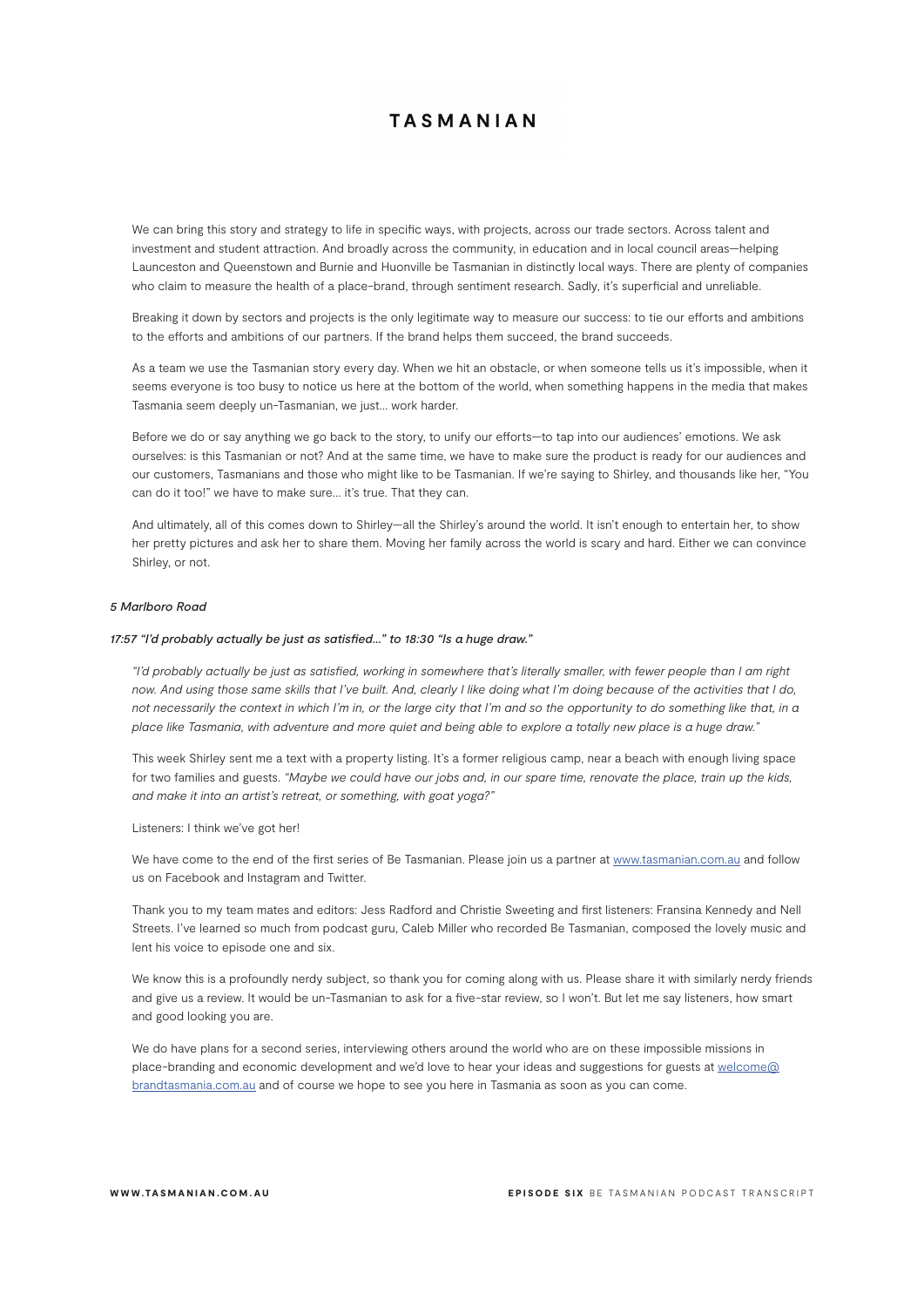We can bring this story and strategy to life in specific ways, with projects, across our trade sectors. Across talent and investment and student attraction. And broadly across the community, in education and in local council areas—helping Launceston and Queenstown and Burnie and Huonville be Tasmanian in distinctly local ways. There are plenty of companies who claim to measure the health of a place-brand, through sentiment research. Sadly, it's superficial and unreliable.

Breaking it down by sectors and projects is the only legitimate way to measure our success: to tie our efforts and ambitions to the efforts and ambitions of our partners. If the brand helps them succeed, the brand succeeds.

As a team we use the Tasmanian story every day. When we hit an obstacle, or when someone tells us it's impossible, when it seems everyone is too busy to notice us here at the bottom of the world, when something happens in the media that makes Tasmania seem deeply un-Tasmanian, we just… work harder.

Before we do or say anything we go back to the story, to unify our efforts—to tap into our audiences' emotions. We ask ourselves: is this Tasmanian or not? And at the same time, we have to make sure the product is ready for our audiences and our customers, Tasmanians and those who might like to be Tasmanian. If we're saying to Shirley, and thousands like her, "You can do it too!" we have to make sure… it's true. That they can.

And ultimately, all of this comes down to Shirley—all the Shirley's around the world. It isn't enough to entertain her, to show her pretty pictures and ask her to share them. Moving her family across the world is scary and hard. Either we can convince Shirley, or not.

*5 Marlboro Road*

*17:57 "I'd probably actually be just as satisfied…" to 18:30 "Is a huge draw."*

*"I'd probably actually be just as satisfied, working in somewhere that's literally smaller, with fewer people than I am right now. And using those same skills that I've built. And, clearly I like doing what I'm doing because of the activities that I do, not necessarily the context in which I'm in, or the large city that I'm and so the opportunity to do something like that, in a place like Tasmania, with adventure and more quiet and being able to explore a totally new place is a huge draw."*

This week Shirley sent me a text with a property listing. It's a former religious camp, near a beach with enough living space for two families and guests. *"Maybe we could have our jobs and, in our spare time, renovate the place, train up the kids, and make it into an artist's retreat, or something, with goat yoga?"*

Listeners: I think we've got her!

We have come to the end of the first series of Be Tasmanian. Please join us a partner at www.tasmanian.com.au and follow us on Facebook and Instagram and Twitter.

Thank you to my team mates and editors: Jess Radford and Christie Sweeting and first listeners: Fransina Kennedy and Nell Streets. I've learned so much from podcast guru, Caleb Miller who recorded Be Tasmanian, composed the lovely music and lent his voice to episode one and six.

We know this is a profoundly nerdy subject, so thank you for coming along with us. Please share it with similarly nerdy friends and give us a review. It would be un-Tasmanian to ask for a five-star review, so I won't. But let me say listeners, how smart and good looking you are.

We do have plans for a second series, interviewing others around the world who are on these impossible missions in place-branding and economic development and we'd love to hear your ideas and suggestions for guests at welcome@brandtasmania.com.au and of course we hope to see you here in Tasmania as soon as you can come.